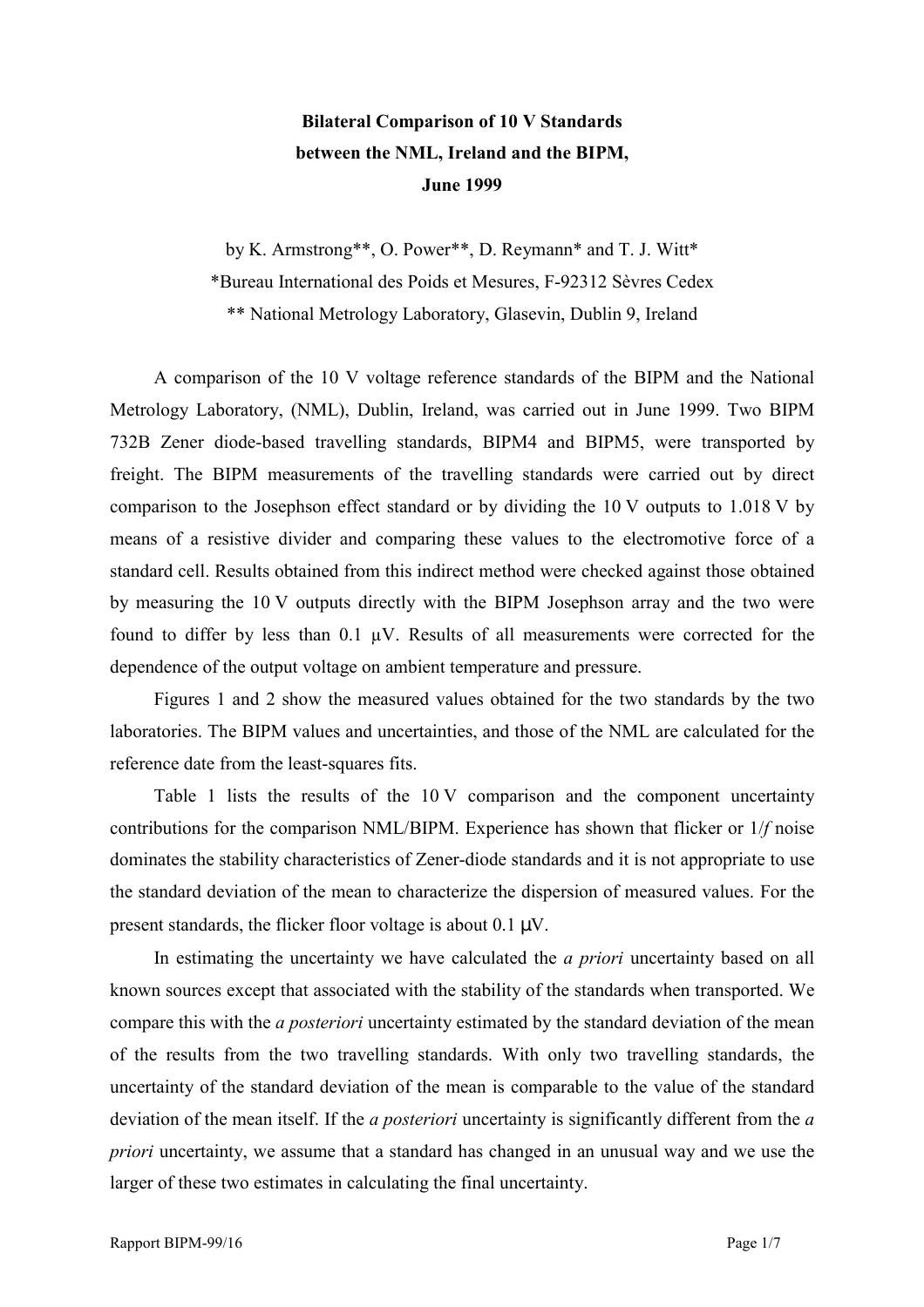# Bilateral Comparison of 10 V Standards between the NML, Ireland and the BIPM, June 1999

by K. Armstrong**, O. Power**, D. Reymann* and T. J. Witt*

*Bureau International des Poids et Mesures, F-92312 Sèvres Cedex

** National Metrology Laboratory, Glasevin, Dublin 9, Ireland

A comparison of the 10 V voltage reference standards of the BIPM and the National Metrology Laboratory, (NML), Dublin, Ireland, was carried out in June 1999. Two BIPM 732B Zener diode-based travelling standards, BIPM4 and BIPM5, were transported by freight. The BIPM measurements of the travelling standards were carried out by direct comparison to the Josephson effect standard or by dividing the 10 V outputs to 1.018 V by means of a resistive divider and comparing these values to the electromotive force of a standard cell. Results obtained from this indirect method were checked against those obtained by measuring the 10 V outputs directly with the BIPM Josephson array and the two were found to differ by less than 0.1 μV. Results of all measurements were corrected for the dependence of the output voltage on ambient temperature and pressure.

Figures 1 and 2 show the measured values obtained for the two standards by the two laboratories. The BIPM values and uncertainties, and those of the NML are calculated for the reference date from the least-squares fits.

Table 1 lists the results of the 10 V comparison and the component uncertainty contributions for the comparison NML/BIPM. Experience has shown that flicker or $1/f$ noise dominates the stability characteristics of Zener-diode standards and it is not appropriate to use the standard deviation of the mean to characterize the dispersion of measured values. For the present standards, the flicker floor voltage is about 0.1 μV.

In estimating the uncertainty we have calculated the *a priori* uncertainty based on all known sources except that associated with the stability of the standards when transported. We compare this with the *a posteriori* uncertainty estimated by the standard deviation of the mean of the results from the two travelling standards. With only two travelling standards, the uncertainty of the standard deviation of the mean is comparable to the value of the standard deviation of the mean itself. If the *a posteriori* uncertainty is significantly different from the *a priori* uncertainty, we assume that a standard has changed in an unusual way and we use the larger of these two estimates in calculating the final uncertainty.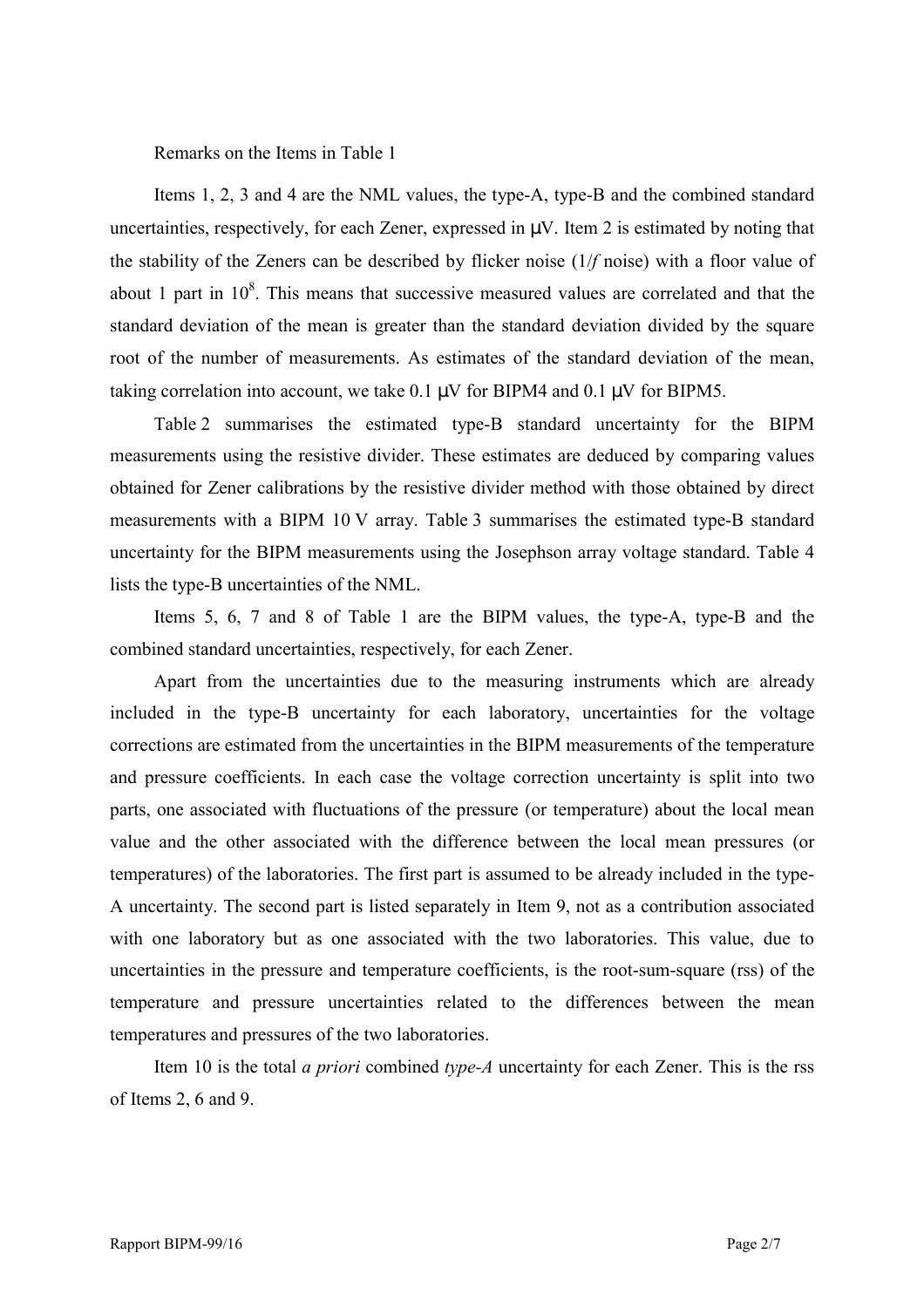Remarks on the Items in Table 1

Items 1, 2, 3 and 4 are the NML values, the type-A, type-B and the combined standard uncertainties, respectively, for each Zener, expressed in μV. Item 2 is estimated by noting that the stability of the Zeners can be described by flicker noise (1/*f* noise) with a floor value of about 1 part in $10^8$. This means that successive measured values are correlated and that the standard deviation of the mean is greater than the standard deviation divided by the square root of the number of measurements. As estimates of the standard deviation of the mean, taking correlation into account, we take 0.1 μV for BIPM4 and 0.1 μV for BIPM5.

Table 2 summarises the estimated type-B standard uncertainty for the BIPM measurements using the resistive divider. These estimates are deduced by comparing values obtained for Zener calibrations by the resistive divider method with those obtained by direct measurements with a BIPM 10 V array. Table 3 summarises the estimated type-B standard uncertainty for the BIPM measurements using the Josephson array voltage standard. Table 4 lists the type-B uncertainties of the NML.

Items 5, 6, 7 and 8 of Table 1 are the BIPM values, the type-A, type-B and the combined standard uncertainties, respectively, for each Zener.

Apart from the uncertainties due to the measuring instruments which are already included in the type-B uncertainty for each laboratory, uncertainties for the voltage corrections are estimated from the uncertainties in the BIPM measurements of the temperature and pressure coefficients. In each case the voltage correction uncertainty is split into two parts, one associated with fluctuations of the pressure (or temperature) about the local mean value and the other associated with the difference between the local mean pressures (or temperatures) of the laboratories. The first part is assumed to be already included in the type-A uncertainty. The second part is listed separately in Item 9, not as a contribution associated with one laboratory but as one associated with the two laboratories. This value, due to uncertainties in the pressure and temperature coefficients, is the root-sum-square (rss) of the temperature and pressure uncertainties related to the differences between the mean temperatures and pressures of the two laboratories.

Item 10 is the total *a priori* combined *type-A* uncertainty for each Zener. This is the rss of Items 2, 6 and 9.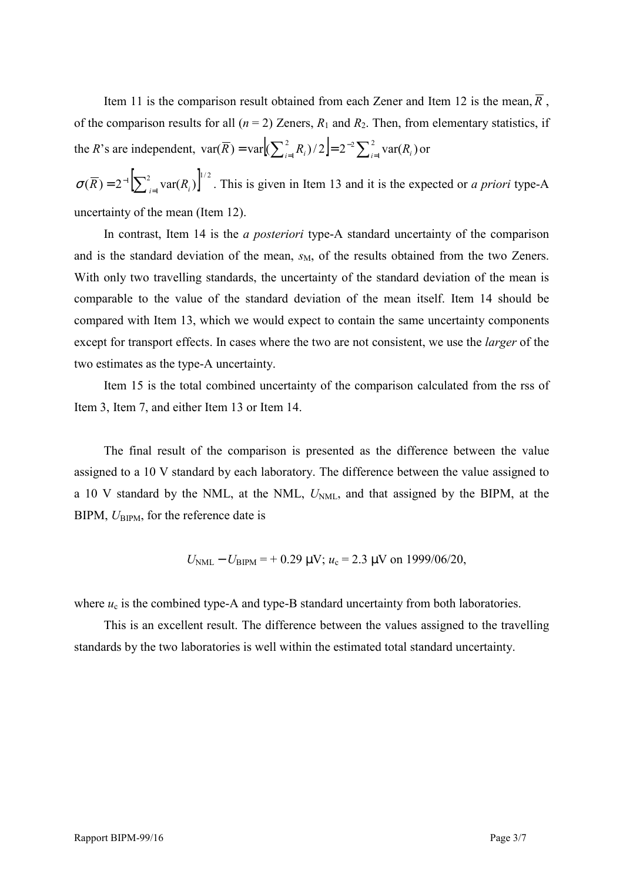Item 11 is the comparison result obtained from each Zener and Item 12 is the mean, $\overline{R}$, of the comparison results for all ($n$ = 2) Zeners, $R_1$ and $R_2$. Then, from elementary statistics, if the $R$'s are independent, $\mathrm{var}(\overline{R}) = \mathrm{var}\left[(\sum_{i=1}^{2} R_i)/2\right] = 2^{-2}\sum_{i=1}^{2}\mathrm{var}(R_i)$ or $\sigma(\overline{R}) = 2^{-1}\left[\sum_{i=1}^{2}\mathrm{var}(R_i)\right]^{1/2}$. This is given in Item 13 and it is the expected or *a priori* type-A uncertainty of the mean (Item 12).

In contrast, Item 14 is the *a posteriori* type-A standard uncertainty of the comparison and is the standard deviation of the mean, $s_M$, of the results obtained from the two Zeners. With only two travelling standards, the uncertainty of the standard deviation of the mean is comparable to the value of the standard deviation of the mean itself. Item 14 should be compared with Item 13, which we would expect to contain the same uncertainty components except for transport effects. In cases where the two are not consistent, we use the *larger* of the two estimates as the type-A uncertainty.

Item 15 is the total combined uncertainty of the comparison calculated from the rss of Item 3, Item 7, and either Item 13 or Item 14.

The final result of the comparison is presented as the difference between the value assigned to a 10 V standard by each laboratory. The difference between the value assigned to a 10 V standard by the NML, at the NML, $U_{\mathrm{NML}}$, and that assigned by the BIPM, at the BIPM, $U_{\mathrm{BIPM}}$, for the reference date is

$$U_{\mathrm{NML}} - U_{\mathrm{BIPM}} = +\ 0.29\ \mu\mathrm{V};\ u_c = 2.3\ \mu\mathrm{V}\ \text{on 1999/06/20},$$

where $u_c$ is the combined type-A and type-B standard uncertainty from both laboratories.

This is an excellent result. The difference between the values assigned to the travelling standards by the two laboratories is well within the estimated total standard uncertainty.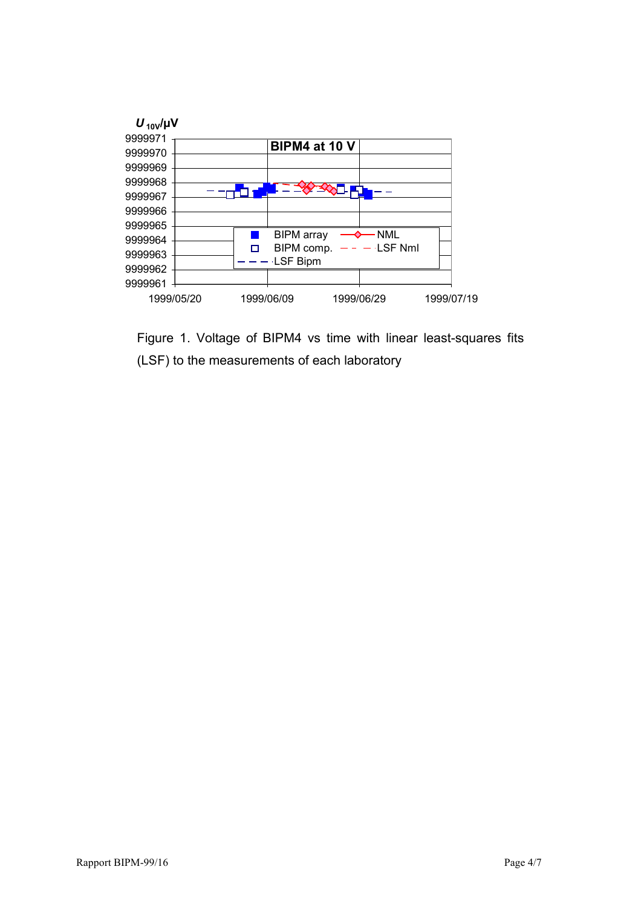Figure 1. Voltage of BIPM4 vs time with linear least-squares fits (LSF) to the measurements of each laboratory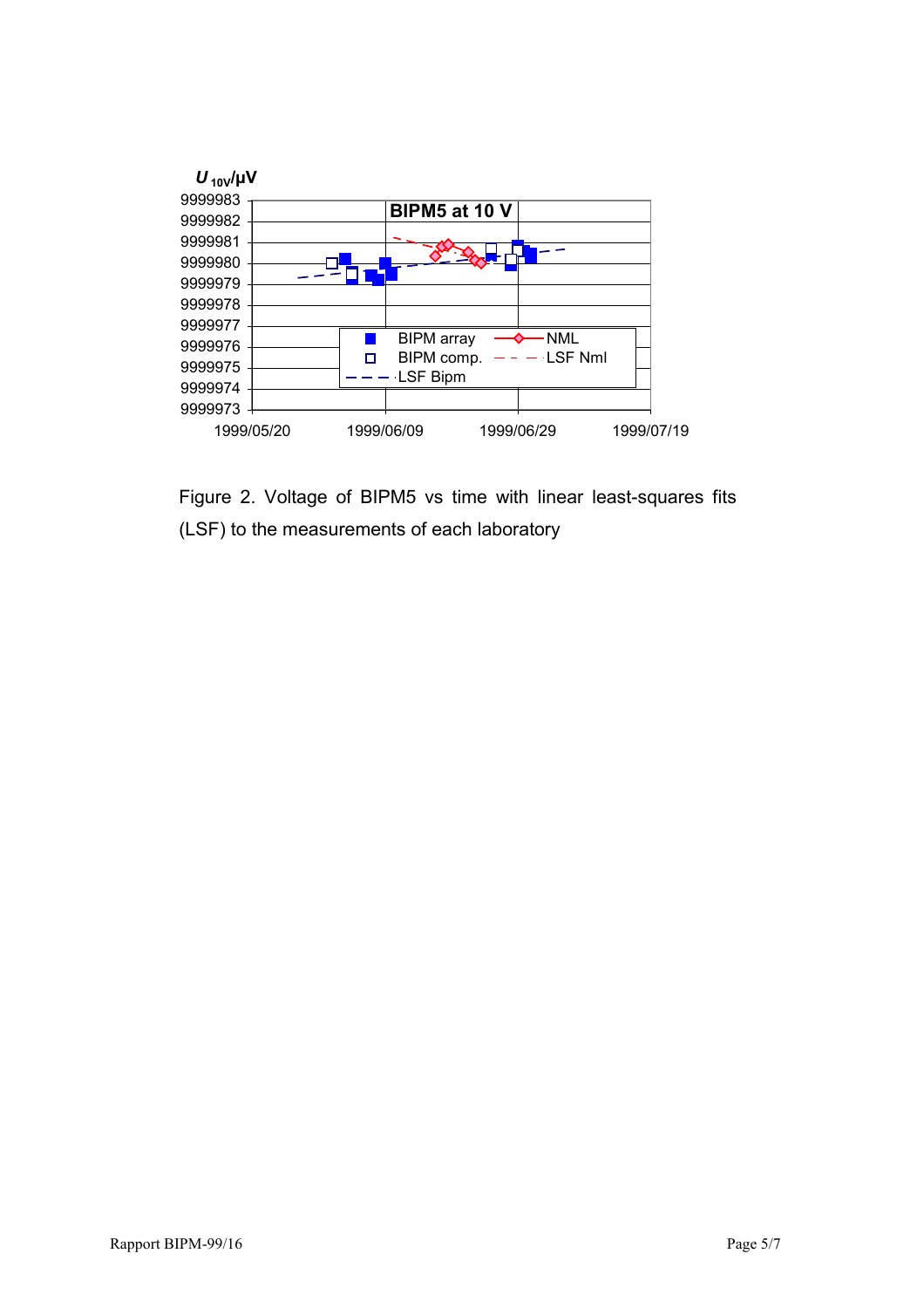Figure 2. Voltage of BIPM5 vs time with linear least-squares fits (LSF) to the measurements of each laboratory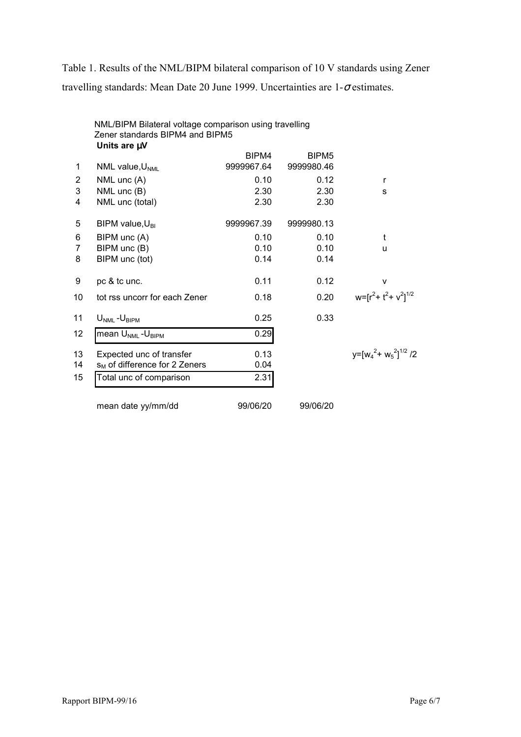Table 1. Results of the NML/BIPM bilateral comparison of 10 V standards using Zener travelling standards: Mean Date 20 June 1999. Uncertainties are 1-$\sigma$ estimates.

NML/BIPM Bilateral voltage comparison using travelling Zener standards BIPM4 and BIPM5

**Units are µV**

| | | BIPM4 | BIPM5 | |
|---|---|---|---|---|
| 1 | NML value, $U_{NML}$ | 9999967.64 | 9999980.46 | |
| 2 | NML unc (A) | 0.10 | 0.12 | r |
| 3 | NML unc (B) | 2.30 | 2.30 | s |
| 4 | NML unc (total) | 2.30 | 2.30 | |
| 5 | BIPM value, $U_{BI}$ | 9999967.39 | 9999980.13 | |
| 6 | BIPM unc (A) | 0.10 | 0.10 | t |
| 7 | BIPM unc (B) | 0.10 | 0.10 | u |
| 8 | BIPM unc (tot) | 0.14 | 0.14 | |
| 9 | pc & tc unc. | 0.11 | 0.12 | v |
| 10 | tot rss uncorr for each Zener | 0.18 | 0.20 | $w=[r^2+t^2+v^2]^{1/2}$ |
| 11 | $U_{NML}-U_{BIPM}$ | 0.25 | 0.33 | |
| 12 | mean $U_{NML}-U_{BIPM}$ | 0.29 | | |
| 13 | Expected unc of transfer | 0.13 | | $y=[w_4^2+w_5^2]^{1/2}/2$ |
| 14 | $s_M$ of difference for 2 Zeners | 0.04 | | |
| 15 | Total unc of comparison | 2.31 | | |
| | mean date yy/mm/dd | 99/06/20 | 99/06/20 | |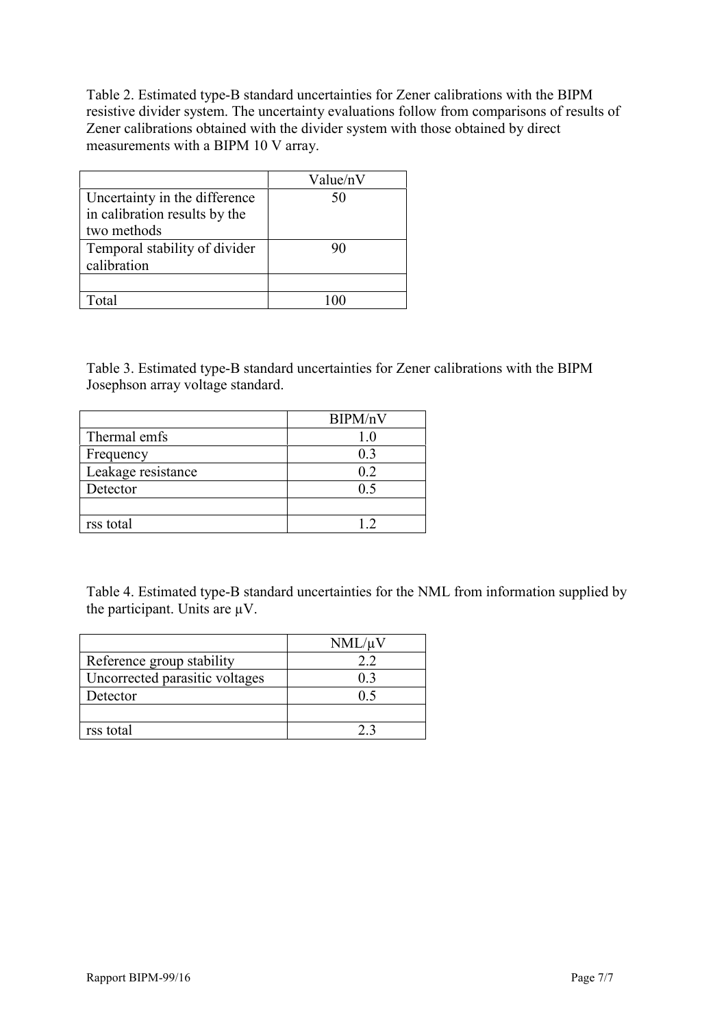Table 2. Estimated type-B standard uncertainties for Zener calibrations with the BIPM resistive divider system. The uncertainty evaluations follow from comparisons of results of Zener calibrations obtained with the divider system with those obtained by direct measurements with a BIPM 10 V array.

| | Value/nV |
|---|---|
| Uncertainty in the difference in calibration results by the two methods | 50 |
| Temporal stability of divider calibration | 90 |
| | |
| Total | 100 |

Table 3. Estimated type-B standard uncertainties for Zener calibrations with the BIPM Josephson array voltage standard.

| | BIPM/nV |
|---|---|
| Thermal emfs | 1.0 |
| Frequency | 0.3 |
| Leakage resistance | 0.2 |
| Detector | 0.5 |
| | |
| rss total | 1.2 |

Table 4. Estimated type-B standard uncertainties for the NML from information supplied by the participant. Units are µV.

| | NML/µV |
|---|---|
| Reference group stability | 2.2 |
| Uncorrected parasitic voltages | 0.3 |
| Detector | 0.5 |
| | |
| rss total | 2.3 |